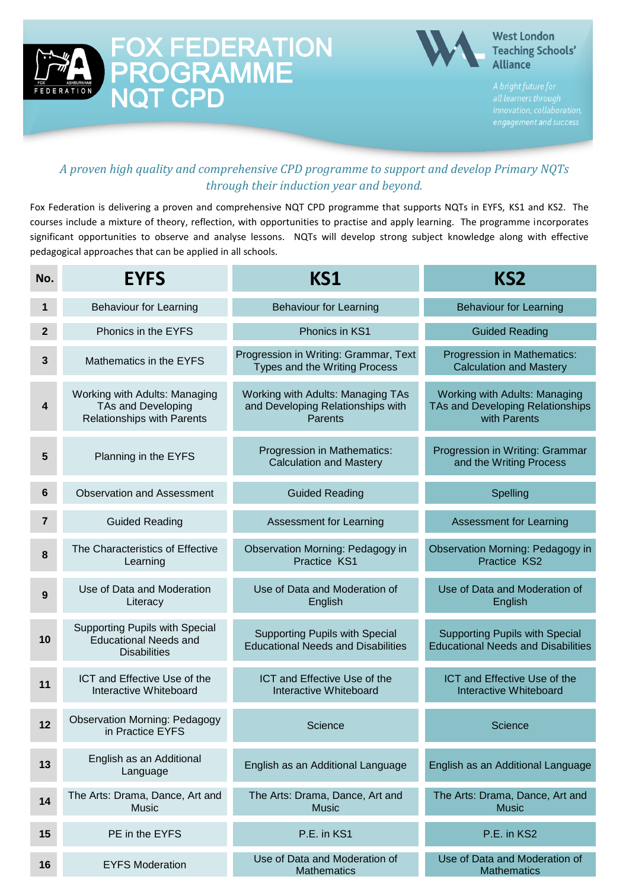# FOX FEDERATION PROGRAMME NQT CPD

West London Teaching Schools' Alliance

*A bright future for all learners through innovation, collaboration, engagement and success*

*A proven high quality and comprehensive CPD programme to support and develop Primary NQTs through their induction year and beyond.*

Fox Federation is delivering a proven and comprehensive NQT CPD programme that supports NQTs in EYFS, KS1 and KS2. The courses include a mixture of theory, reflection, with opportunities to practise and apply learning. The programme incorporates significant opportunities to observe and analyse lessons. NQTs will develop strong subject knowledge along with effective pedagogical approaches that can be applied in all schools.

| No. | EYFS | KS1 | KS2 |
|---|---|---|---|
| 1 | Behaviour for Learning | Behaviour for Learning | Behaviour for Learning |
| 2 | Phonics in the EYFS | Phonics in KS1 | Guided Reading |
| 3 | Mathematics in the EYFS | Progression in Writing: Grammar, Text Types and the Writing Process | Progression in Mathematics: Calculation and Mastery |
| 4 | Working with Adults: Managing TAs and Developing Relationships with Parents | Working with Adults: Managing TAs and Developing Relationships with Parents | Working with Adults: Managing TAs and Developing Relationships with Parents |
| 5 | Planning in the EYFS | Progression in Mathematics: Calculation and Mastery | Progression in Writing: Grammar and the Writing Process |
| 6 | Observation and Assessment | Guided Reading | Spelling |
| 7 | Guided Reading | Assessment for Learning | Assessment for Learning |
| 8 | The Characteristics of Effective Learning | Observation Morning: Pedagogy in Practice KS1 | Observation Morning: Pedagogy in Practice KS2 |
| 9 | Use of Data and Moderation Literacy | Use of Data and Moderation of English | Use of Data and Moderation of English |
| 10 | Supporting Pupils with Special Educational Needs and Disabilities | Supporting Pupils with Special Educational Needs and Disabilities | Supporting Pupils with Special Educational Needs and Disabilities |
| 11 | ICT and Effective Use of the Interactive Whiteboard | ICT and Effective Use of the Interactive Whiteboard | ICT and Effective Use of the Interactive Whiteboard |
| 12 | Observation Morning: Pedagogy in Practice EYFS | Science | Science |
| 13 | English as an Additional Language | English as an Additional Language | English as an Additional Language |
| 14 | The Arts: Drama, Dance, Art and Music | The Arts: Drama, Dance, Art and Music | The Arts: Drama, Dance, Art and Music |
| 15 | PE in the EYFS | P.E. in KS1 | P.E. in KS2 |
| 16 | EYFS Moderation | Use of Data and Moderation of Mathematics | Use of Data and Moderation of Mathematics |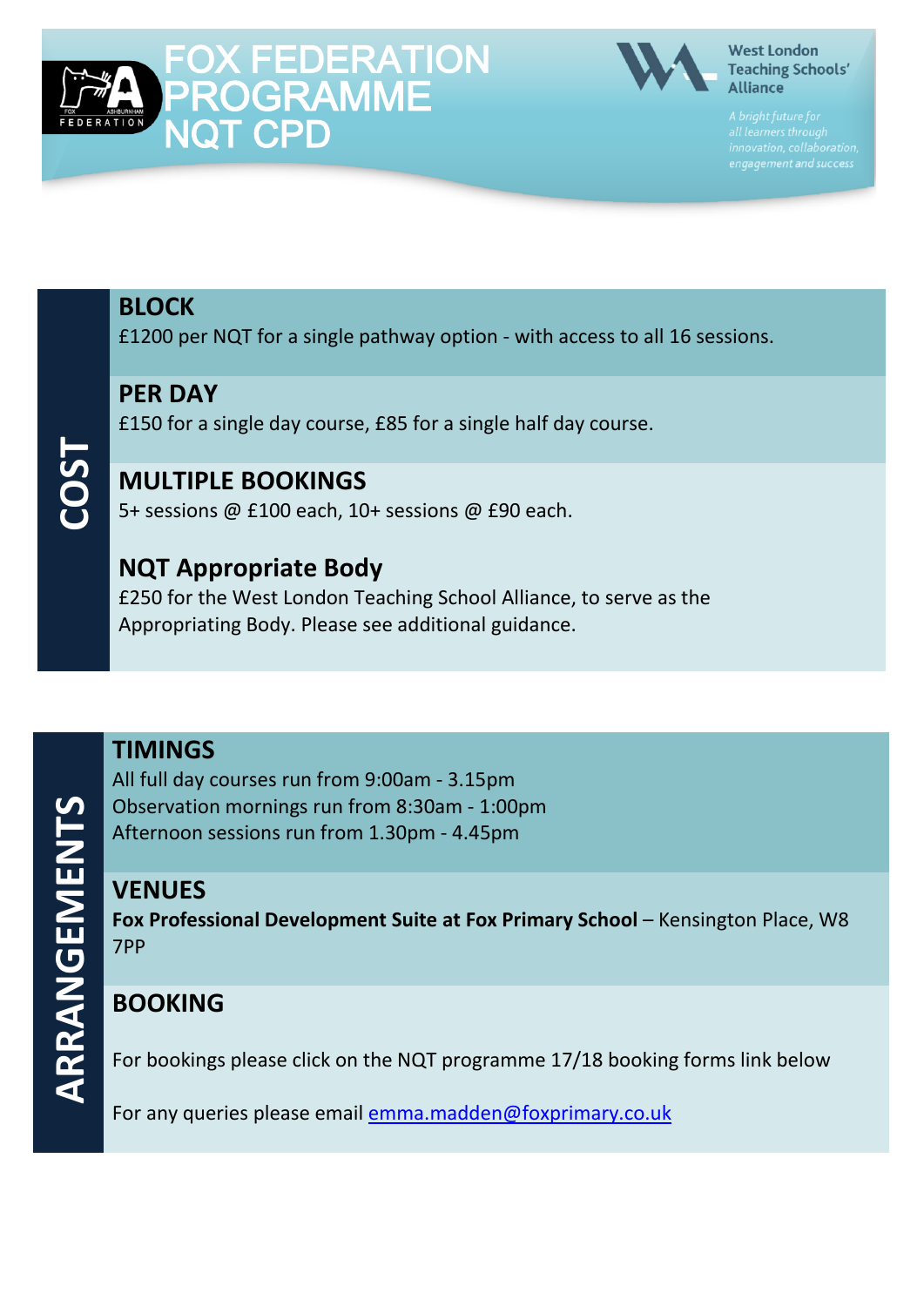# FOX FEDERATION PROGRAMME NQT CPD

West London Teaching Schools' Alliance

*A bright future for all learners through innovation, collaboration, engagement and success*

## COST

### BLOCK

£1200 per NQT for a single pathway option - with access to all 16 sessions.

### PER DAY

£150 for a single day course, £85 for a single half day course.

### MULTIPLE BOOKINGS

5+ sessions @ £100 each, 10+ sessions @ £90 each.

### NQT Appropriate Body

£250 for the West London Teaching School Alliance, to serve as the Appropriating Body. Please see additional guidance.

## ARRANGEMENTS

### TIMINGS

All full day courses run from 9:00am - 3.15pm
Observation mornings run from 8:30am - 1:00pm
Afternoon sessions run from 1.30pm - 4.45pm

### VENUES

**Fox Professional Development Suite at Fox Primary School** – Kensington Place, W8 7PP

### BOOKING

For bookings please click on the NQT programme 17/18 booking forms link below

For any queries please email emma.madden@foxprimary.co.uk